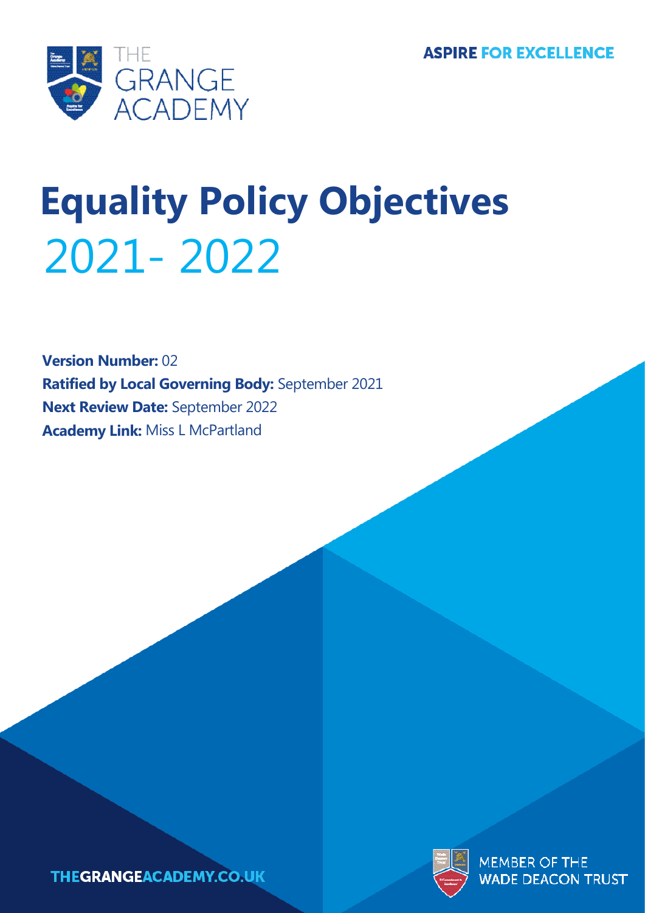THE GRANGE ACADEMY

ASPIRE FOR EXCELLENCE

# Equality Policy Objectives

## 2021- 2022

**Version Number:** 02
**Ratified by Local Governing Body:** September 2021
**Next Review Date:** September 2022
**Academy Link:** Miss L McPartland

THEGRANGEACADEMY.CO.UK

MEMBER OF THE WADE DEACON TRUST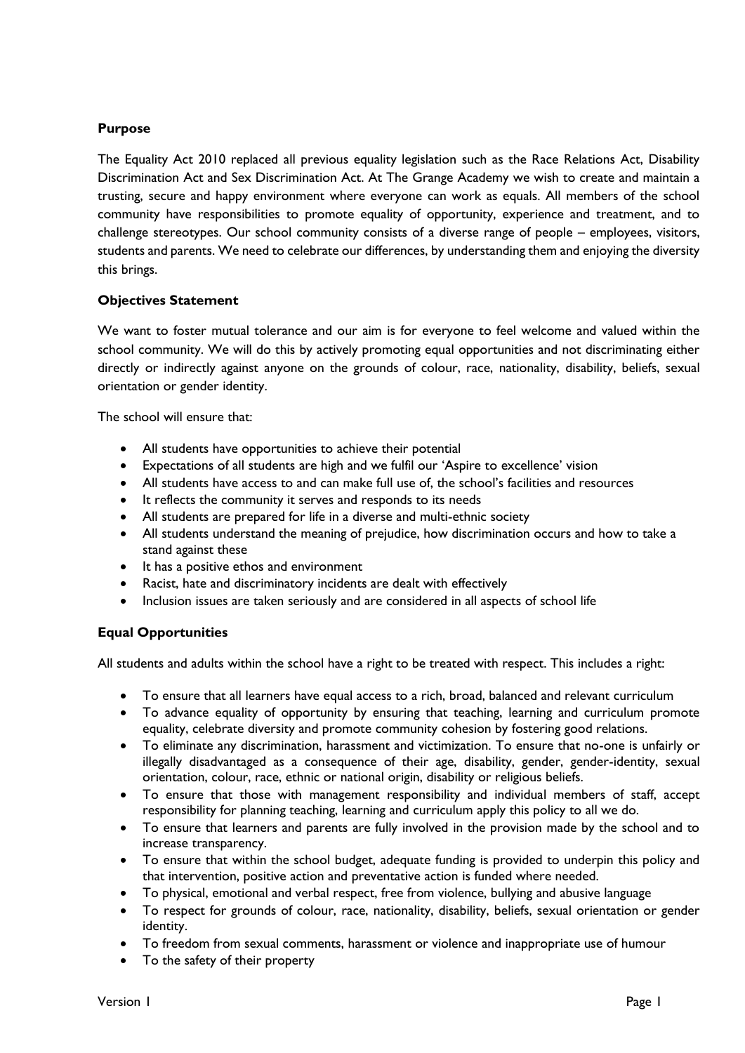**Purpose**

The Equality Act 2010 replaced all previous equality legislation such as the Race Relations Act, Disability Discrimination Act and Sex Discrimination Act. At The Grange Academy we wish to create and maintain a trusting, secure and happy environment where everyone can work as equals. All members of the school community have responsibilities to promote equality of opportunity, experience and treatment, and to challenge stereotypes. Our school community consists of a diverse range of people – employees, visitors, students and parents. We need to celebrate our differences, by understanding them and enjoying the diversity this brings.

**Objectives Statement**

We want to foster mutual tolerance and our aim is for everyone to feel welcome and valued within the school community. We will do this by actively promoting equal opportunities and not discriminating either directly or indirectly against anyone on the grounds of colour, race, nationality, disability, beliefs, sexual orientation or gender identity.

The school will ensure that:

- All students have opportunities to achieve their potential
- Expectations of all students are high and we fulfil our 'Aspire to excellence' vision
- All students have access to and can make full use of, the school's facilities and resources
- It reflects the community it serves and responds to its needs
- All students are prepared for life in a diverse and multi-ethnic society
- All students understand the meaning of prejudice, how discrimination occurs and how to take a stand against these
- It has a positive ethos and environment
- Racist, hate and discriminatory incidents are dealt with effectively
- Inclusion issues are taken seriously and are considered in all aspects of school life

**Equal Opportunities**

All students and adults within the school have a right to be treated with respect. This includes a right:

- To ensure that all learners have equal access to a rich, broad, balanced and relevant curriculum
- To advance equality of opportunity by ensuring that teaching, learning and curriculum promote equality, celebrate diversity and promote community cohesion by fostering good relations.
- To eliminate any discrimination, harassment and victimization. To ensure that no-one is unfairly or illegally disadvantaged as a consequence of their age, disability, gender, gender-identity, sexual orientation, colour, race, ethnic or national origin, disability or religious beliefs.
- To ensure that those with management responsibility and individual members of staff, accept responsibility for planning teaching, learning and curriculum apply this policy to all we do.
- To ensure that learners and parents are fully involved in the provision made by the school and to increase transparency.
- To ensure that within the school budget, adequate funding is provided to underpin this policy and that intervention, positive action and preventative action is funded where needed.
- To physical, emotional and verbal respect, free from violence, bullying and abusive language
- To respect for grounds of colour, race, nationality, disability, beliefs, sexual orientation or gender identity.
- To freedom from sexual comments, harassment or violence and inappropriate use of humour
- To the safety of their property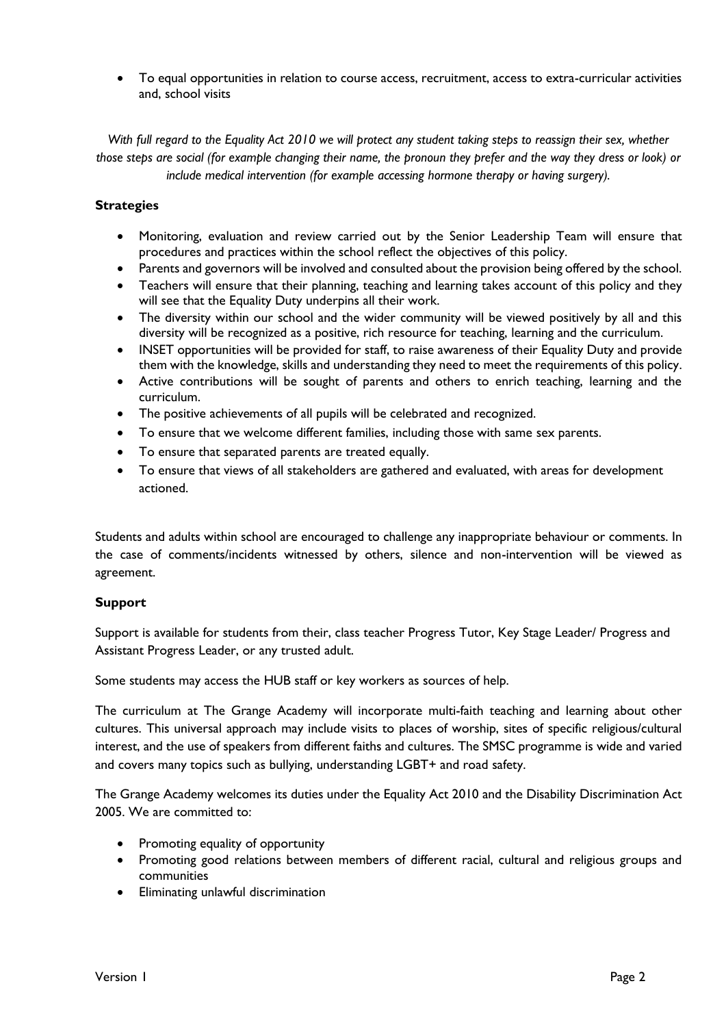- To equal opportunities in relation to course access, recruitment, access to extra-curricular activities and, school visits

*With full regard to the Equality Act 2010 we will protect any student taking steps to reassign their sex, whether those steps are social (for example changing their name, the pronoun they prefer and the way they dress or look) or include medical intervention (for example accessing hormone therapy or having surgery).*

**Strategies**

- Monitoring, evaluation and review carried out by the Senior Leadership Team will ensure that procedures and practices within the school reflect the objectives of this policy.
- Parents and governors will be involved and consulted about the provision being offered by the school.
- Teachers will ensure that their planning, teaching and learning takes account of this policy and they will see that the Equality Duty underpins all their work.
- The diversity within our school and the wider community will be viewed positively by all and this diversity will be recognized as a positive, rich resource for teaching, learning and the curriculum.
- INSET opportunities will be provided for staff, to raise awareness of their Equality Duty and provide them with the knowledge, skills and understanding they need to meet the requirements of this policy.
- Active contributions will be sought of parents and others to enrich teaching, learning and the curriculum.
- The positive achievements of all pupils will be celebrated and recognized.
- To ensure that we welcome different families, including those with same sex parents.
- To ensure that separated parents are treated equally.
- To ensure that views of all stakeholders are gathered and evaluated, with areas for development actioned.

Students and adults within school are encouraged to challenge any inappropriate behaviour or comments. In the case of comments/incidents witnessed by others, silence and non-intervention will be viewed as agreement.

**Support**

Support is available for students from their, class teacher Progress Tutor, Key Stage Leader/ Progress and Assistant Progress Leader, or any trusted adult.

Some students may access the HUB staff or key workers as sources of help.

The curriculum at The Grange Academy will incorporate multi-faith teaching and learning about other cultures. This universal approach may include visits to places of worship, sites of specific religious/cultural interest, and the use of speakers from different faiths and cultures. The SMSC programme is wide and varied and covers many topics such as bullying, understanding LGBT+ and road safety.

The Grange Academy welcomes its duties under the Equality Act 2010 and the Disability Discrimination Act 2005. We are committed to:

- Promoting equality of opportunity
- Promoting good relations between members of different racial, cultural and religious groups and communities
- Eliminating unlawful discrimination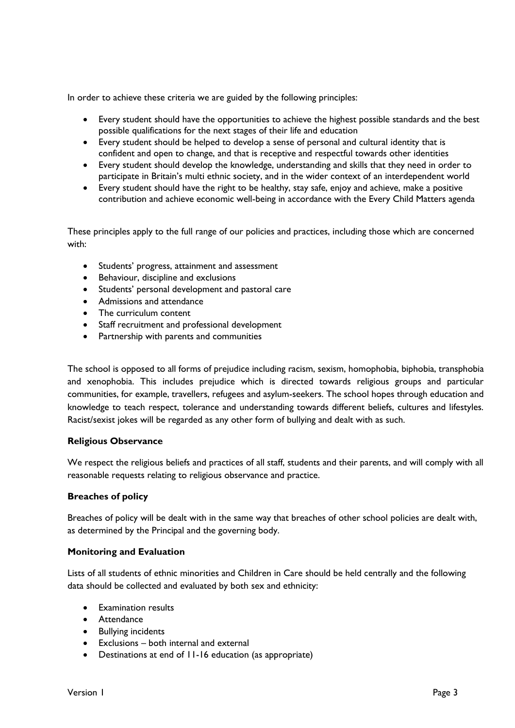In order to achieve these criteria we are guided by the following principles:

- Every student should have the opportunities to achieve the highest possible standards and the best possible qualifications for the next stages of their life and education
- Every student should be helped to develop a sense of personal and cultural identity that is confident and open to change, and that is receptive and respectful towards other identities
- Every student should develop the knowledge, understanding and skills that they need in order to participate in Britain's multi ethnic society, and in the wider context of an interdependent world
- Every student should have the right to be healthy, stay safe, enjoy and achieve, make a positive contribution and achieve economic well-being in accordance with the Every Child Matters agenda

These principles apply to the full range of our policies and practices, including those which are concerned with:

- Students' progress, attainment and assessment
- Behaviour, discipline and exclusions
- Students' personal development and pastoral care
- Admissions and attendance
- The curriculum content
- Staff recruitment and professional development
- Partnership with parents and communities

The school is opposed to all forms of prejudice including racism, sexism, homophobia, biphobia, transphobia and xenophobia. This includes prejudice which is directed towards religious groups and particular communities, for example, travellers, refugees and asylum-seekers. The school hopes through education and knowledge to teach respect, tolerance and understanding towards different beliefs, cultures and lifestyles. Racist/sexist jokes will be regarded as any other form of bullying and dealt with as such.

**Religious Observance**

We respect the religious beliefs and practices of all staff, students and their parents, and will comply with all reasonable requests relating to religious observance and practice.

**Breaches of policy**

Breaches of policy will be dealt with in the same way that breaches of other school policies are dealt with, as determined by the Principal and the governing body.

**Monitoring and Evaluation**

Lists of all students of ethnic minorities and Children in Care should be held centrally and the following data should be collected and evaluated by both sex and ethnicity:

- Examination results
- Attendance
- Bullying incidents
- Exclusions – both internal and external
- Destinations at end of 11-16 education (as appropriate)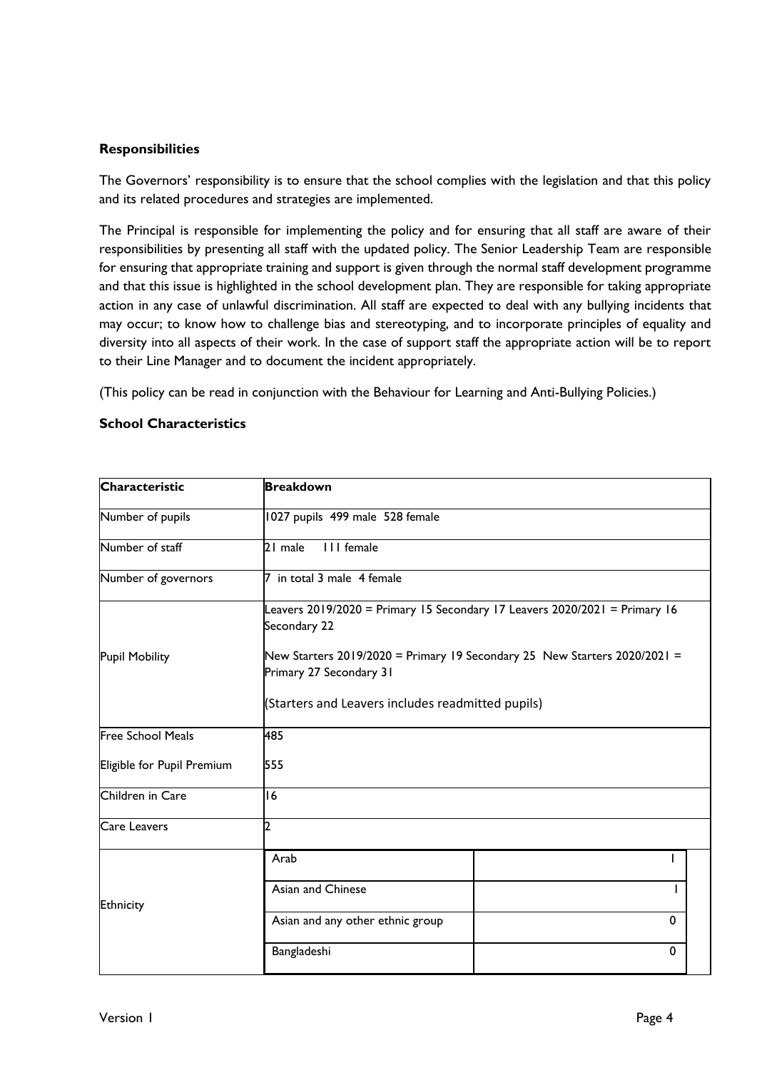**Responsibilities**

The Governors' responsibility is to ensure that the school complies with the legislation and that this policy and its related procedures and strategies are implemented.

The Principal is responsible for implementing the policy and for ensuring that all staff are aware of their responsibilities by presenting all staff with the updated policy. The Senior Leadership Team are responsible for ensuring that appropriate training and support is given through the normal staff development programme and that this issue is highlighted in the school development plan. They are responsible for taking appropriate action in any case of unlawful discrimination. All staff are expected to deal with any bullying incidents that may occur; to know how to challenge bias and stereotyping, and to incorporate principles of equality and diversity into all aspects of their work. In the case of support staff the appropriate action will be to report to their Line Manager and to document the incident appropriately.

(This policy can be read in conjunction with the Behaviour for Learning and Anti-Bullying Policies.)

**School Characteristics**

| Characteristic | Breakdown | |
|---|---|---|
| Number of pupils | 1027 pupils 499 male 528 female | |
| Number of staff | 21 male 111 female | |
| Number of governors | 7 in total 3 male 4 female | |
| Pupil Mobility | Leavers 2019/2020 = Primary 15 Secondary 17 Leavers 2020/2021 = Primary 16 Secondary 22<br><br>New Starters 2019/2020 = Primary 19 Secondary 25 New Starters 2020/2021 = Primary 27 Secondary 31<br><br>(Starters and Leavers includes readmitted pupils) | |
| Free School Meals<br><br>Eligible for Pupil Premium | 485<br><br>555 | |
| Children in Care | 16 | |
| Care Leavers | 2 | |
| Ethnicity | Arab | 1 |
| | Asian and Chinese | 1 |
| | Asian and any other ethnic group | 0 |
| | Bangladeshi | 0 |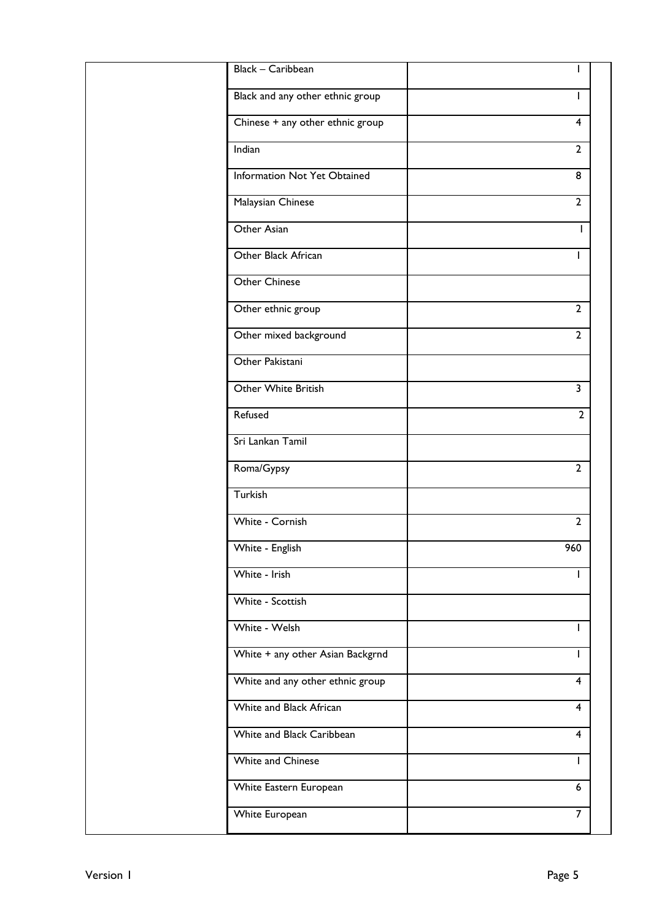| | | |
|---|---|---|
| | Black – Caribbean | 1 |
| | Black and any other ethnic group | 1 |
| | Chinese + any other ethnic group | 4 |
| | Indian | 2 |
| | Information Not Yet Obtained | 8 |
| | Malaysian Chinese | 2 |
| | Other Asian | 1 |
| | Other Black African | 1 |
| | Other Chinese | |
| | Other ethnic group | 2 |
| | Other mixed background | 2 |
| | Other Pakistani | |
| | Other White British | 3 |
| | Refused | 2 |
| | Sri Lankan Tamil | |
| | Roma/Gypsy | 2 |
| | Turkish | |
| | White - Cornish | 2 |
| | White - English | 960 |
| | White - Irish | 1 |
| | White - Scottish | |
| | White - Welsh | 1 |
| | White + any other Asian Backgrnd | 1 |
| | White and any other ethnic group | 4 |
| | White and Black African | 4 |
| | White and Black Caribbean | 4 |
| | White and Chinese | 1 |
| | White Eastern European | 6 |
| | White European | 7 |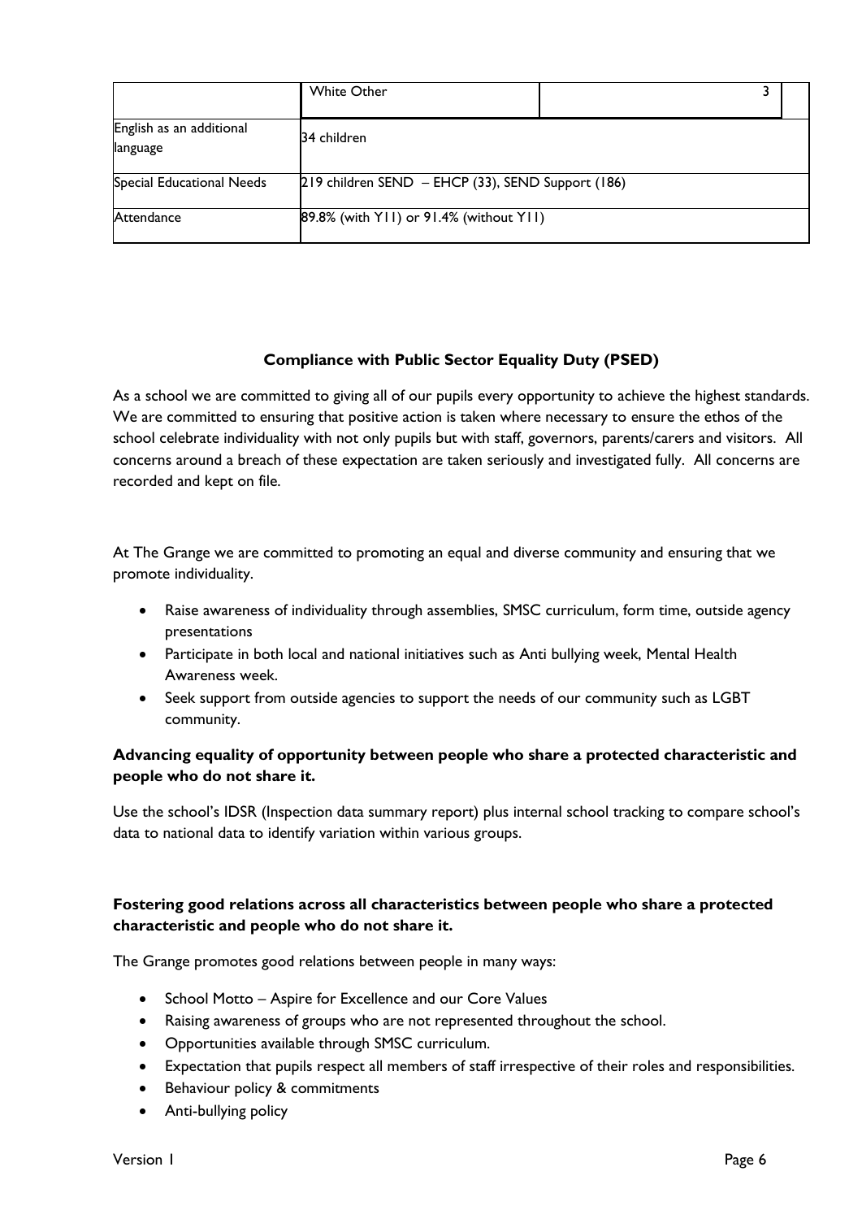|  |  |  |  |
|---|---|---|---|
|  | White Other | 3 |  |
| English as an additional language | 34 children | | |
| Special Educational Needs | 219 children SEND – EHCP (33), SEND Support (186) | | |
| Attendance | 89.8% (with Y11) or 91.4% (without Y11) | | |

### Compliance with Public Sector Equality Duty (PSED)

As a school we are committed to giving all of our pupils every opportunity to achieve the highest standards. We are committed to ensuring that positive action is taken where necessary to ensure the ethos of the school celebrate individuality with not only pupils but with staff, governors, parents/carers and visitors. All concerns around a breach of these expectation are taken seriously and investigated fully. All concerns are recorded and kept on file.

At The Grange we are committed to promoting an equal and diverse community and ensuring that we promote individuality.

- Raise awareness of individuality through assemblies, SMSC curriculum, form time, outside agency presentations
- Participate in both local and national initiatives such as Anti bullying week, Mental Health Awareness week.
- Seek support from outside agencies to support the needs of our community such as LGBT community.

**Advancing equality of opportunity between people who share a protected characteristic and people who do not share it.**

Use the school's IDSR (Inspection data summary report) plus internal school tracking to compare school's data to national data to identify variation within various groups.

**Fostering good relations across all characteristics between people who share a protected characteristic and people who do not share it.**

The Grange promotes good relations between people in many ways:

- School Motto – Aspire for Excellence and our Core Values
- Raising awareness of groups who are not represented throughout the school.
- Opportunities available through SMSC curriculum.
- Expectation that pupils respect all members of staff irrespective of their roles and responsibilities.
- Behaviour policy & commitments
- Anti-bullying policy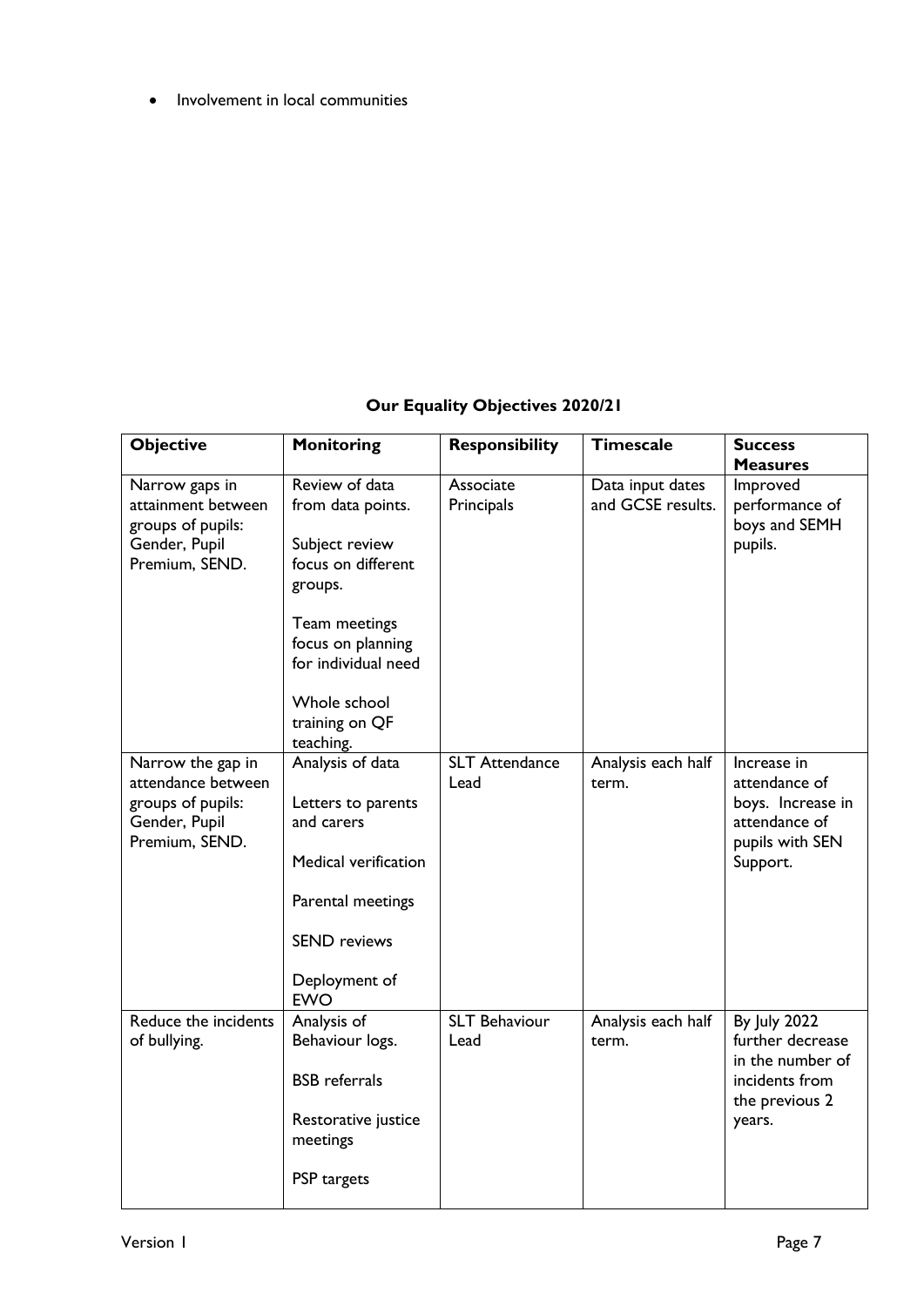- Involvement in local communities

## Our Equality Objectives 2020/21

| Objective | Monitoring | Responsibility | Timescale | Success Measures |
|---|---|---|---|---|
| Narrow gaps in attainment between groups of pupils: Gender, Pupil Premium, SEND. | Review of data from data points.<br><br>Subject review focus on different groups.<br><br>Team meetings focus on planning for individual need<br><br>Whole school training on QF teaching. | Associate Principals | Data input dates and GCSE results. | Improved performance of boys and SEMH pupils. |
| Narrow the gap in attendance between groups of pupils: Gender, Pupil Premium, SEND. | Analysis of data<br><br>Letters to parents and carers<br><br>Medical verification<br><br>Parental meetings<br><br>SEND reviews<br><br>Deployment of EWO | SLT Attendance Lead | Analysis each half term. | Increase in attendance of boys. Increase in attendance of pupils with SEN Support. |
| Reduce the incidents of bullying. | Analysis of Behaviour logs.<br><br>BSB referrals<br><br>Restorative justice meetings<br><br>PSP targets | SLT Behaviour Lead | Analysis each half term. | By July 2022 further decrease in the number of incidents from the previous 2 years. |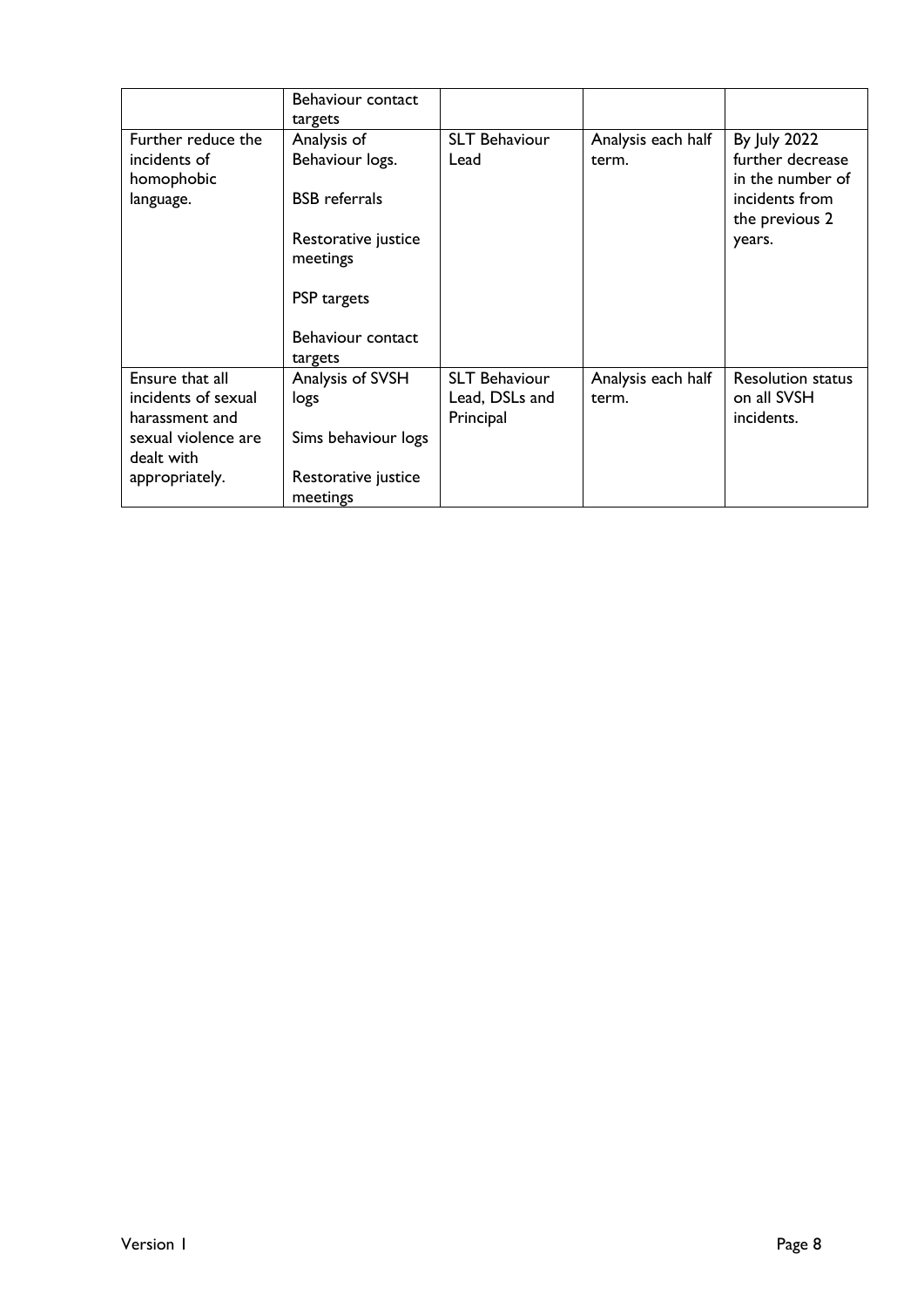| | | | | |
|---|---|---|---|---|
| | Behaviour contact targets | | | |
| Further reduce the incidents of homophobic language. | Analysis of Behaviour logs.<br><br>BSB referrals<br><br>Restorative justice meetings<br><br>PSP targets<br><br>Behaviour contact targets | SLT Behaviour Lead | Analysis each half term. | By July 2022 further decrease in the number of incidents from the previous 2 years. |
| Ensure that all incidents of sexual harassment and sexual violence are dealt with appropriately. | Analysis of SVSH logs<br><br>Sims behaviour logs<br><br>Restorative justice meetings | SLT Behaviour Lead, DSLs and Principal | Analysis each half term. | Resolution status on all SVSH incidents. |

Version 1